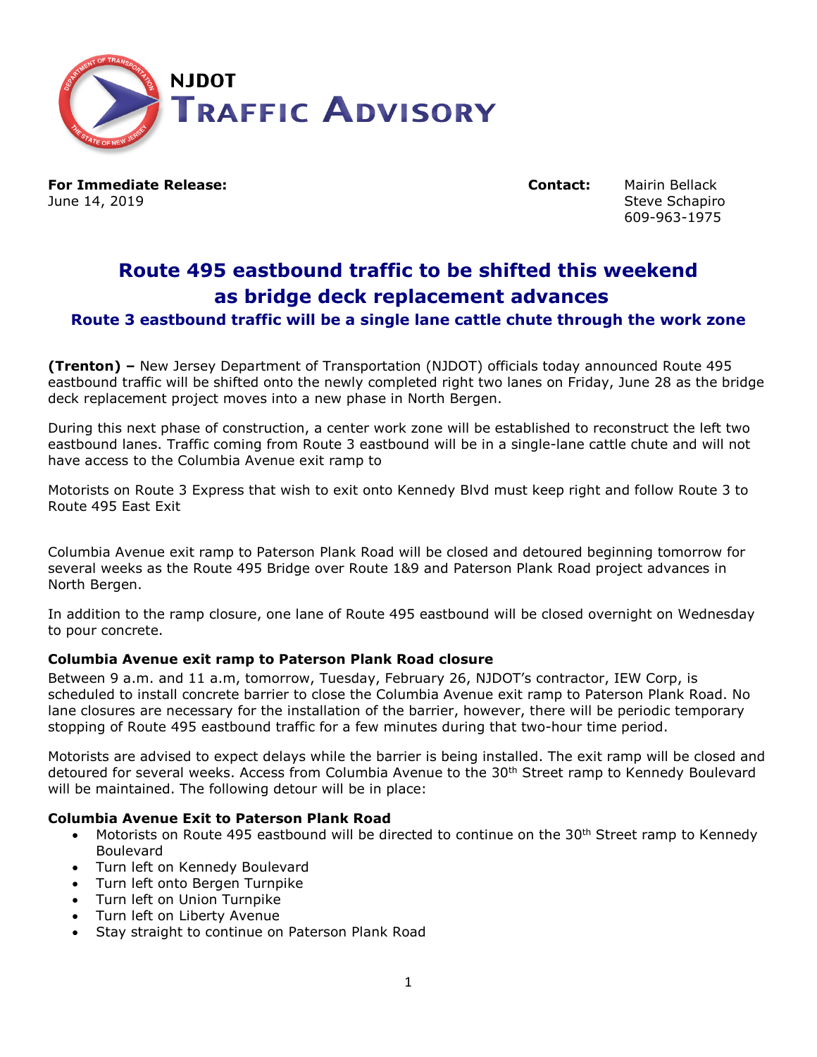# NJDOT TRAFFIC ADVISORY

**For Immediate Release:**
June 14, 2019

**Contact:** Mairin Bellack
Steve Schapiro
609-963-1975

## Route 495 eastbound traffic to be shifted this weekend as bridge deck replacement advances

### Route 3 eastbound traffic will be a single lane cattle chute through the work zone

**(Trenton) –** New Jersey Department of Transportation (NJDOT) officials today announced Route 495 eastbound traffic will be shifted onto the newly completed right two lanes on Friday, June 28 as the bridge deck replacement project moves into a new phase in North Bergen.

During this next phase of construction, a center work zone will be established to reconstruct the left two eastbound lanes. Traffic coming from Route 3 eastbound will be in a single-lane cattle chute and will not have access to the Columbia Avenue exit ramp to

Motorists on Route 3 Express that wish to exit onto Kennedy Blvd must keep right and follow Route 3 to Route 495 East Exit

Columbia Avenue exit ramp to Paterson Plank Road will be closed and detoured beginning tomorrow for several weeks as the Route 495 Bridge over Route 1&9 and Paterson Plank Road project advances in North Bergen.

In addition to the ramp closure, one lane of Route 495 eastbound will be closed overnight on Wednesday to pour concrete.

**Columbia Avenue exit ramp to Paterson Plank Road closure**

Between 9 a.m. and 11 a.m, tomorrow, Tuesday, February 26, NJDOT's contractor, IEW Corp, is scheduled to install concrete barrier to close the Columbia Avenue exit ramp to Paterson Plank Road. No lane closures are necessary for the installation of the barrier, however, there will be periodic temporary stopping of Route 495 eastbound traffic for a few minutes during that two-hour time period.

Motorists are advised to expect delays while the barrier is being installed. The exit ramp will be closed and detoured for several weeks. Access from Columbia Avenue to the 30th Street ramp to Kennedy Boulevard will be maintained. The following detour will be in place:

**Columbia Avenue Exit to Paterson Plank Road**

- Motorists on Route 495 eastbound will be directed to continue on the 30th Street ramp to Kennedy Boulevard
- Turn left on Kennedy Boulevard
- Turn left onto Bergen Turnpike
- Turn left on Union Turnpike
- Turn left on Liberty Avenue
- Stay straight to continue on Paterson Plank Road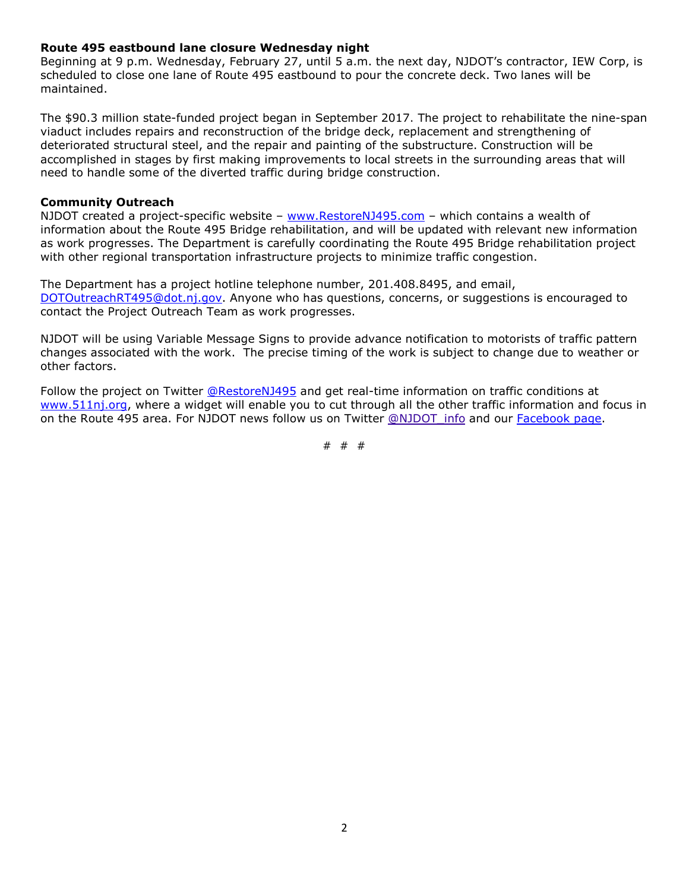**Route 495 eastbound lane closure Wednesday night**
Beginning at 9 p.m. Wednesday, February 27, until 5 a.m. the next day, NJDOT's contractor, IEW Corp, is scheduled to close one lane of Route 495 eastbound to pour the concrete deck. Two lanes will be maintained.

The $90.3 million state-funded project began in September 2017. The project to rehabilitate the nine-span viaduct includes repairs and reconstruction of the bridge deck, replacement and strengthening of deteriorated structural steel, and the repair and painting of the substructure. Construction will be accomplished in stages by first making improvements to local streets in the surrounding areas that will need to handle some of the diverted traffic during bridge construction.

**Community Outreach**
NJDOT created a project-specific website – www.RestoreNJ495.com – which contains a wealth of information about the Route 495 Bridge rehabilitation, and will be updated with relevant new information as work progresses. The Department is carefully coordinating the Route 495 Bridge rehabilitation project with other regional transportation infrastructure projects to minimize traffic congestion.

The Department has a project hotline telephone number, 201.408.8495, and email, DOTOutreachRT495@dot.nj.gov. Anyone who has questions, concerns, or suggestions is encouraged to contact the Project Outreach Team as work progresses.

NJDOT will be using Variable Message Signs to provide advance notification to motorists of traffic pattern changes associated with the work. The precise timing of the work is subject to change due to weather or other factors.

Follow the project on Twitter @RestoreNJ495 and get real-time information on traffic conditions at www.511nj.org, where a widget will enable you to cut through all the other traffic information and focus in on the Route 495 area. For NJDOT news follow us on Twitter @NJDOT_info and our Facebook page.

# # #